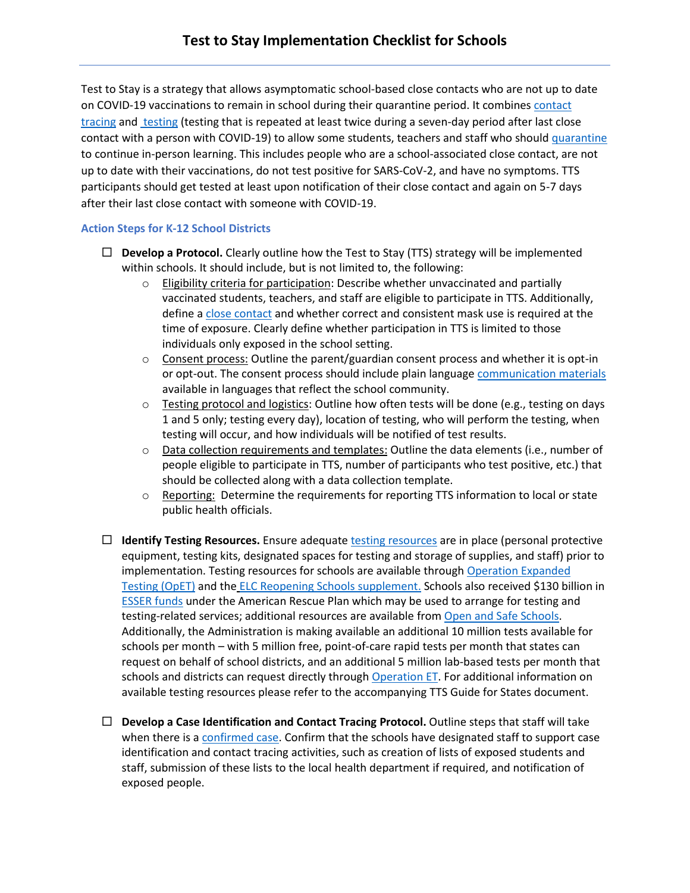# Test to Stay Implementation Checklist for Schools

Test to Stay is a strategy that allows asymptomatic school-based close contacts who are not up to date on COVID-19 vaccinations to remain in school during their quarantine period. It combines contact tracing and testing (testing that is repeated at least twice during a seven-day period after last close contact with a person with COVID-19) to allow some students, teachers and staff who should quarantine to continue in-person learning. This includes people who are a school-associated close contact, are not up to date with their vaccinations, do not test positive for SARS-CoV-2, and have no symptoms. TTS participants should get tested at least upon notification of their close contact and again on 5-7 days after their last close contact with someone with COVID-19.

### Action Steps for K-12 School Districts

- ☐ **Develop a Protocol.** Clearly outline how the Test to Stay (TTS) strategy will be implemented within schools. It should include, but is not limited to, the following:
  - Eligibility criteria for participation: Describe whether unvaccinated and partially vaccinated students, teachers, and staff are eligible to participate in TTS. Additionally, define a close contact and whether correct and consistent mask use is required at the time of exposure. Clearly define whether participation in TTS is limited to those individuals only exposed in the school setting.
  - Consent process: Outline the parent/guardian consent process and whether it is opt-in or opt-out. The consent process should include plain language communication materials available in languages that reflect the school community.
  - Testing protocol and logistics: Outline how often tests will be done (e.g., testing on days 1 and 5 only; testing every day), location of testing, who will perform the testing, when testing will occur, and how individuals will be notified of test results.
  - Data collection requirements and templates: Outline the data elements (i.e., number of people eligible to participate in TTS, number of participants who test positive, etc.) that should be collected along with a data collection template.
  - Reporting: Determine the requirements for reporting TTS information to local or state public health officials.

- ☐ **Identify Testing Resources.** Ensure adequate testing resources are in place (personal protective equipment, testing kits, designated spaces for testing and storage of supplies, and staff) prior to implementation. Testing resources for schools are available through Operation Expanded Testing (OpET) and the ELC Reopening Schools supplement. Schools also received $130 billion in ESSER funds under the American Rescue Plan which may be used to arrange for testing and testing-related services; additional resources are available from Open and Safe Schools. Additionally, the Administration is making available an additional 10 million tests available for schools per month – with 5 million free, point-of-care rapid tests per month that states can request on behalf of school districts, and an additional 5 million lab-based tests per month that schools and districts can request directly through Operation ET. For additional information on available testing resources please refer to the accompanying TTS Guide for States document.

- ☐ **Develop a Case Identification and Contact Tracing Protocol.** Outline steps that staff will take when there is a confirmed case. Confirm that the schools have designated staff to support case identification and contact tracing activities, such as creation of lists of exposed students and staff, submission of these lists to the local health department if required, and notification of exposed people.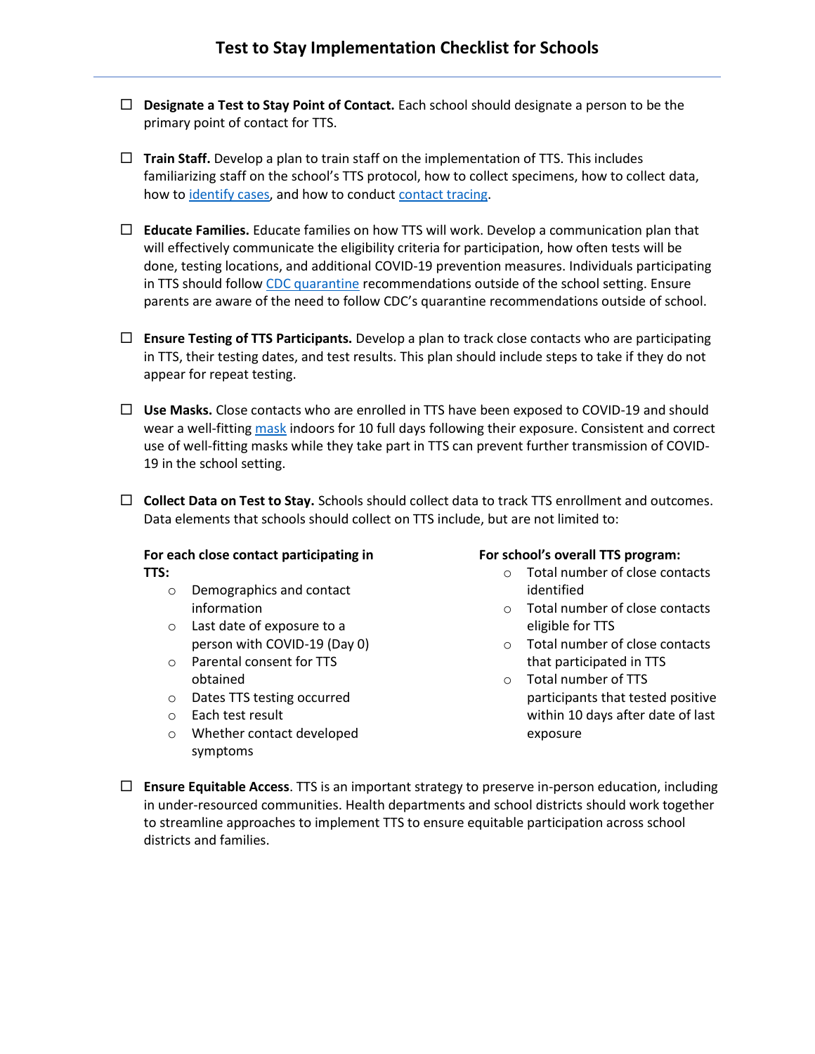# Test to Stay Implementation Checklist for Schools

---

☐ **Designate a Test to Stay Point of Contact.** Each school should designate a person to be the primary point of contact for TTS.

☐ **Train Staff.** Develop a plan to train staff on the implementation of TTS. This includes familiarizing staff on the school's TTS protocol, how to collect specimens, how to collect data, how to identify cases, and how to conduct contact tracing.

☐ **Educate Families.** Educate families on how TTS will work. Develop a communication plan that will effectively communicate the eligibility criteria for participation, how often tests will be done, testing locations, and additional COVID-19 prevention measures. Individuals participating in TTS should follow CDC quarantine recommendations outside of the school setting. Ensure parents are aware of the need to follow CDC's quarantine recommendations outside of school.

☐ **Ensure Testing of TTS Participants.** Develop a plan to track close contacts who are participating in TTS, their testing dates, and test results. This plan should include steps to take if they do not appear for repeat testing.

☐ **Use Masks.** Close contacts who are enrolled in TTS have been exposed to COVID-19 and should wear a well-fitting mask indoors for 10 full days following their exposure. Consistent and correct use of well-fitting masks while they take part in TTS can prevent further transmission of COVID-19 in the school setting.

☐ **Collect Data on Test to Stay.** Schools should collect data to track TTS enrollment and outcomes. Data elements that schools should collect on TTS include, but are not limited to:

**For each close contact participating in TTS:**

- Demographics and contact information
- Last date of exposure to a person with COVID-19 (Day 0)
- Parental consent for TTS obtained
- Dates TTS testing occurred
- Each test result
- Whether contact developed symptoms

**For school's overall TTS program:**

- Total number of close contacts identified
- Total number of close contacts eligible for TTS
- Total number of close contacts that participated in TTS
- Total number of TTS participants that tested positive within 10 days after date of last exposure

☐ **Ensure Equitable Access**. TTS is an important strategy to preserve in-person education, including in under-resourced communities. Health departments and school districts should work together to streamline approaches to implement TTS to ensure equitable participation across school districts and families.